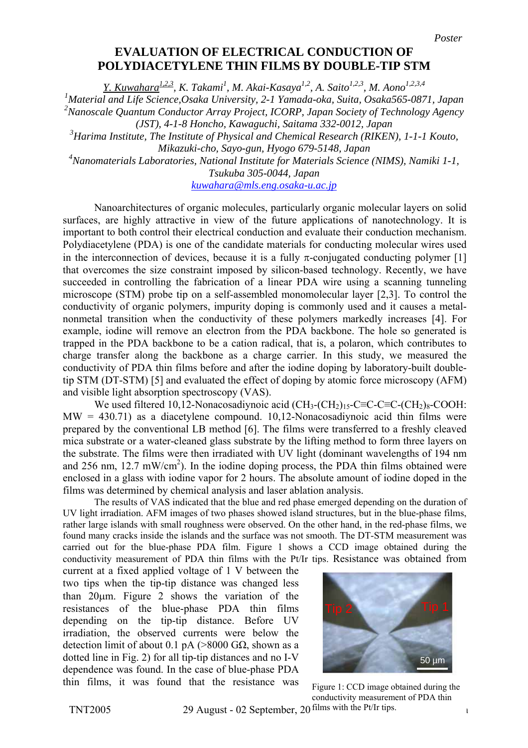Poster

# EVALUATION OF ELECTRICAL CONDUCTION OF POLYDIACETYLENE THIN FILMS BY DOUBLE-TIP STM

Y. Kuwahara[1,2,3], K. Takami[1], M. Akai-Kasaya[1,2], A. Saito[1,2,3], M. Aono[1,2,3,4]

[1]Material and Life Science, Osaka University, 2-1 Yamada-oka, Suita, Osaka565-0871, Japan

[2]Nanoscale Quantum Conductor Array Project, ICORP, Japan Society of Technology Agency (JST), 4-1-8 Honcho, Kawaguchi, Saitama 332-0012, Japan

[3]Harima Institute, The Institute of Physical and Chemical Research (RIKEN), 1-1-1 Kouto, Mikazuki-cho, Sayo-gun, Hyogo 679-5148, Japan

[4]Nanomaterials Laboratories, National Institute for Materials Science (NIMS), Namiki 1-1, Tsukuba 305-0044, Japan

kuwahara@mls.eng.osaka-u.ac.jp

Nanoarchitectures of organic molecules, particularly organic molecular layers on solid surfaces, are highly attractive in view of the future applications of nanotechnology. It is important to both control their electrical conduction and evaluate their conduction mechanism. Polydiacetylene (PDA) is one of the candidate materials for conducting molecular wires used in the interconnection of devices, because it is a fully $\pi$-conjugated conducting polymer [1] that overcomes the size constraint imposed by silicon-based technology. Recently, we have succeeded in controlling the fabrication of a linear PDA wire using a scanning tunneling microscope (STM) probe tip on a self-assembled monomolecular layer [2,3]. To control the conductivity of organic polymers, impurity doping is commonly used and it causes a metal-nonmetal transition when the conductivity of these polymers markedly increases [4]. For example, iodine will remove an electron from the PDA backbone. The hole so generated is trapped in the PDA backbone to be a cation radical, that is, a polaron, which contributes to charge transfer along the backbone as a charge carrier. In this study, we measured the conductivity of PDA thin films before and after the iodine doping by laboratory-built double-tip STM (DT-STM) [5] and evaluated the effect of doping by atomic force microscopy (AFM) and visible light absorption spectroscopy (VAS).

We used filtered 10,12-Nonacosadiynoic acid ($CH_3$-$(CH_2)_{15}$-C≡C-C≡C-$(CH_2)_8$-COOH: MW = 430.71) as a diacetylene compound. 10,12-Nonacosadiynoic acid thin films were prepared by the conventional LB method [6]. The films were transferred to a freshly cleaved mica substrate or a water-cleaned glass substrate by the lifting method to form three layers on the substrate. The films were then irradiated with UV light (dominant wavelengths of 194 nm and 256 nm, 12.7 mW/cm$^2$). In the iodine doping process, the PDA thin films obtained were enclosed in a glass with iodine vapor for 2 hours. The absolute amount of iodine doped in the films was determined by chemical analysis and laser ablation analysis.

The results of VAS indicated that the blue and red phase emerged depending on the duration of UV light irradiation. AFM images of two phases showed island structures, but in the blue-phase films, rather large islands with small roughness were observed. On the other hand, in the red-phase films, we found many cracks inside the islands and the surface was not smooth. The DT-STM measurement was carried out for the blue-phase PDA film. Figure 1 shows a CCD image obtained during the conductivity measurement of PDA thin films with the Pt/Ir tips. Resistance was obtained from current at a fixed applied voltage of 1 V between the two tips when the tip-tip distance was changed less than 20μm. Figure 2 shows the variation of the resistances of the blue-phase PDA thin films depending on the tip-tip distance. Before UV irradiation, the observed currents were below the detection limit of about 0.1 pA (>8000 GΩ, shown as a dotted line in Fig. 2) for all tip-tip distances and no I-V dependence was found. In the case of blue-phase PDA thin films, it was found that the resistance was

Figure 1: CCD image obtained during the conductivity measurement of PDA thin films with the Pt/Ir tips.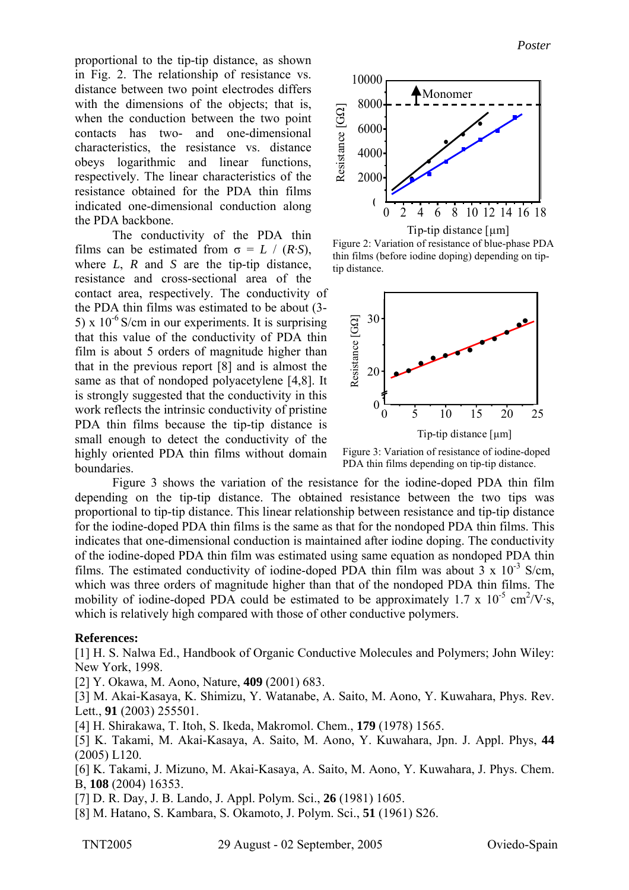proportional to the tip-tip distance, as shown in Fig. 2. The relationship of resistance vs. distance between two point electrodes differs with the dimensions of the objects; that is, when the conduction between the two point contacts has two- and one-dimensional characteristics, the resistance vs. distance obeys logarithmic and linear functions, respectively. The linear characteristics of the resistance obtained for the PDA thin films indicated one-dimensional conduction along the PDA backbone.

The conductivity of the PDA thin films can be estimated from $\sigma = L / (R \cdot S)$, where $L$, $R$ and $S$ are the tip-tip distance, resistance and cross-sectional area of the contact area, respectively. The conductivity of the PDA thin films was estimated to be about (3-5) x $10^{-6}$ S/cm in our experiments. It is surprising that this value of the conductivity of PDA thin film is about 5 orders of magnitude higher than that in the previous report [8] and is almost the same as that of nondoped polyacetylene [4,8]. It is strongly suggested that the conductivity in this work reflects the intrinsic conductivity of pristine PDA thin films because the tip-tip distance is small enough to detect the conductivity of the highly oriented PDA thin films without domain boundaries.

Resistance [GΩ]
10000
8000
6000
4000
2000
0
Monomer
0 2 4 6 8 10 12 14 16 18
Tip-tip distance [μm]

Figure 2: Variation of resistance of blue-phase PDA thin films (before iodine doping) depending on tip-tip distance.

Resistance [GΩ]
30
20
0
0 5 10 15 20 25
Tip-tip distance [μm]

Figure 3: Variation of resistance of iodine-doped PDA thin films depending on tip-tip distance.

Figure 3 shows the variation of the resistance for the iodine-doped PDA thin film depending on the tip-tip distance. The obtained resistance between the two tips was proportional to tip-tip distance. This linear relationship between resistance and tip-tip distance for the iodine-doped PDA thin films is the same as that for the nondoped PDA thin films. This indicates that one-dimensional conduction is maintained after iodine doping. The conductivity of the iodine-doped PDA thin film was estimated using same equation as nondoped PDA thin films. The estimated conductivity of iodine-doped PDA thin film was about 3 x $10^{-3}$ S/cm, which was three orders of magnitude higher than that of the nondoped PDA thin films. The mobility of iodine-doped PDA could be estimated to be approximately 1.7 x $10^{-5}$ $cm^2$/V·s, which is relatively high compared with those of other conductive polymers.

**References:**

[1] H. S. Nalwa Ed., Handbook of Organic Conductive Molecules and Polymers; John Wiley: New York, 1998.

[2] Y. Okawa, M. Aono, Nature, **409** (2001) 683.

[3] M. Akai-Kasaya, K. Shimizu, Y. Watanabe, A. Saito, M. Aono, Y. Kuwahara, Phys. Rev. Lett., **91** (2003) 255501.

[4] H. Shirakawa, T. Itoh, S. Ikeda, Makromol. Chem., **179** (1978) 1565.

[5] K. Takami, M. Akai-Kasaya, A. Saito, M. Aono, Y. Kuwahara, Jpn. J. Appl. Phys, **44** (2005) L120.

[6] K. Takami, J. Mizuno, M. Akai-Kasaya, A. Saito, M. Aono, Y. Kuwahara, J. Phys. Chem. B, **108** (2004) 16353.

[7] D. R. Day, J. B. Lando, J. Appl. Polym. Sci., **26** (1981) 1605.

[8] M. Hatano, S. Kambara, S. Okamoto, J. Polym. Sci., **51** (1961) S26.